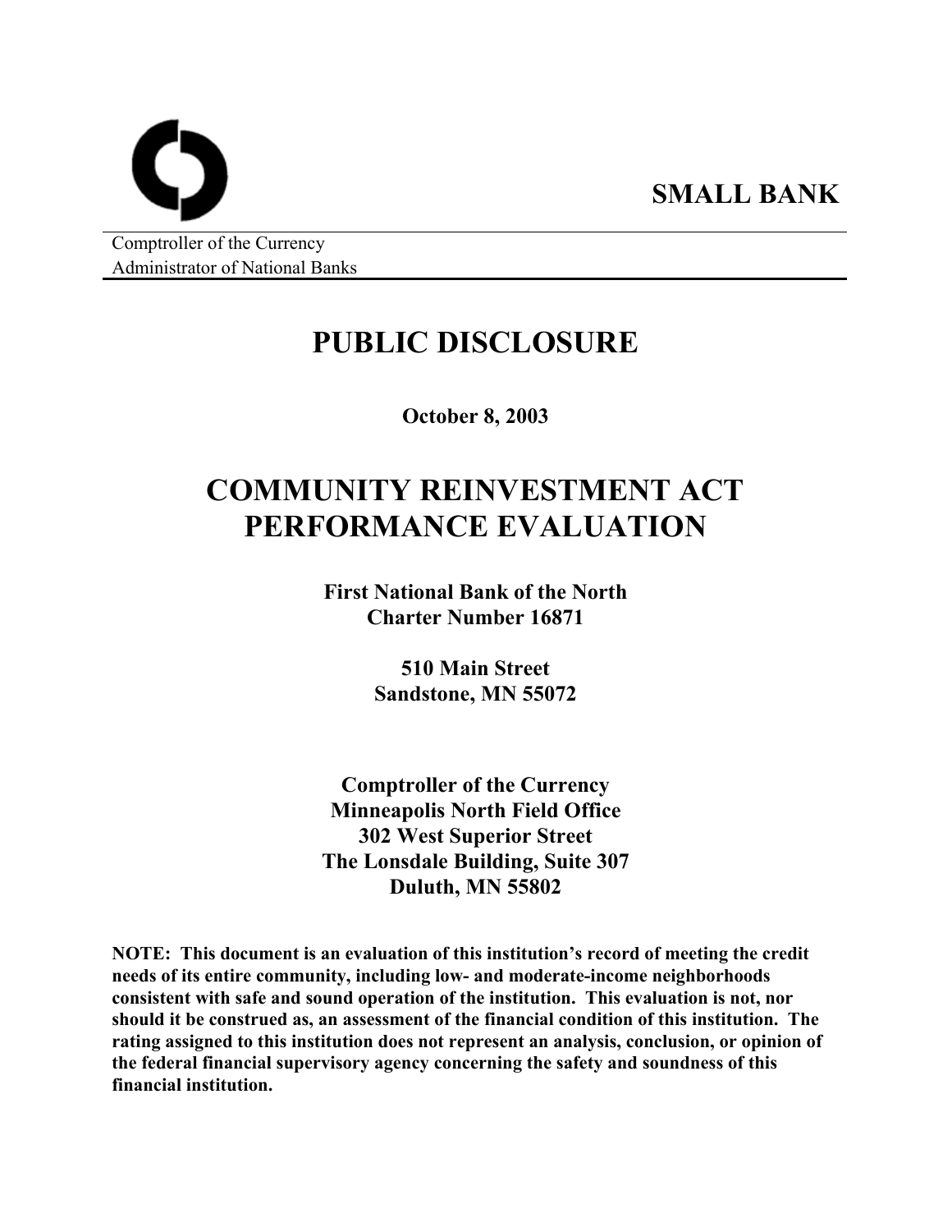**SMALL BANK**

Comptroller of the Currency
Administrator of National Banks

# PUBLIC DISCLOSURE

**October 8, 2003**

# COMMUNITY REINVESTMENT ACT PERFORMANCE EVALUATION

**First National Bank of the North**
**Charter Number 16871**

**510 Main Street**
**Sandstone, MN 55072**

**Comptroller of the Currency**
**Minneapolis North Field Office**
**302 West Superior Street**
**The Lonsdale Building, Suite 307**
**Duluth, MN 55802**

**NOTE: This document is an evaluation of this institution's record of meeting the credit needs of its entire community, including low- and moderate-income neighborhoods consistent with safe and sound operation of the institution. This evaluation is not, nor should it be construed as, an assessment of the financial condition of this institution. The rating assigned to this institution does not represent an analysis, conclusion, or opinion of the federal financial supervisory agency concerning the safety and soundness of this financial institution.**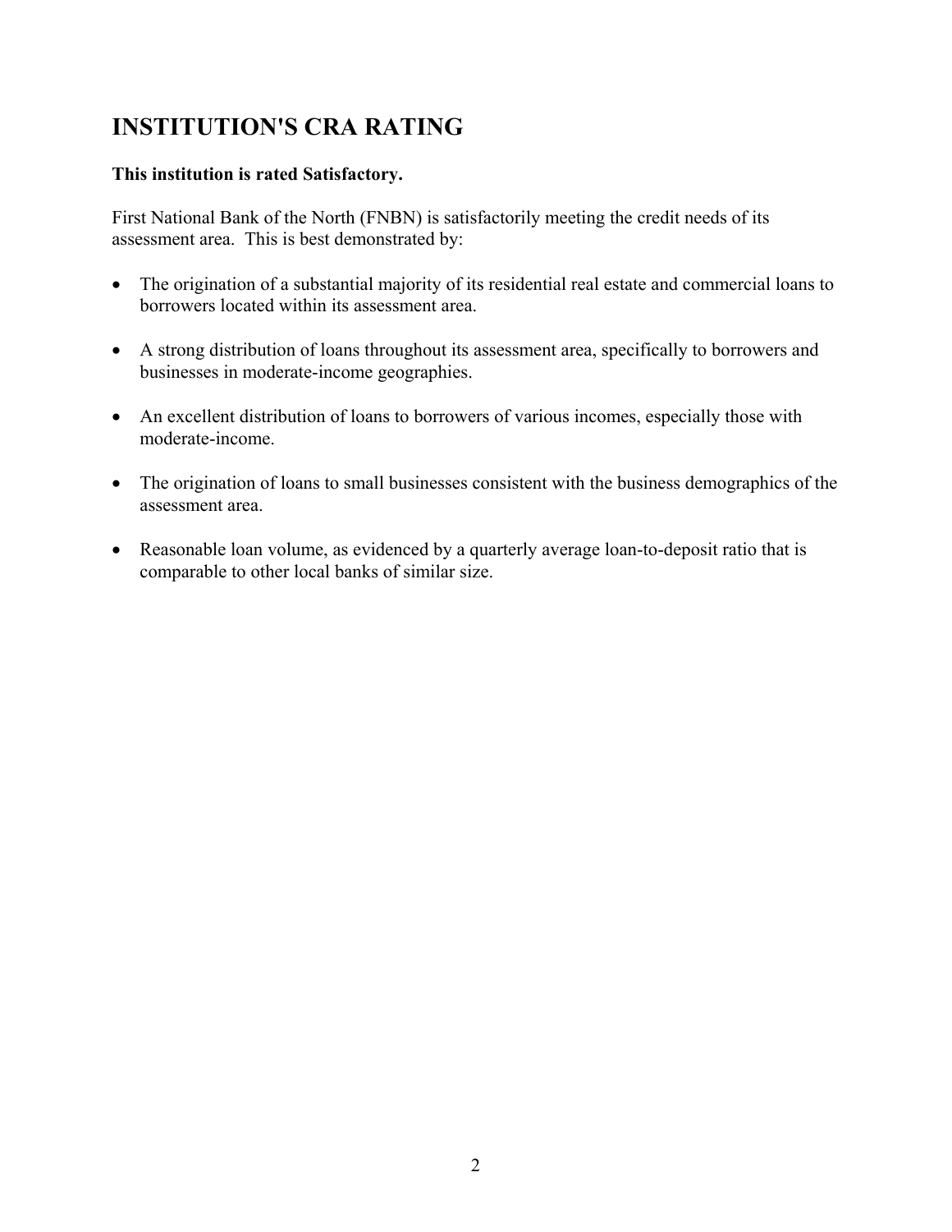# INSTITUTION'S CRA RATING

**This institution is rated Satisfactory.**

First National Bank of the North (FNBN) is satisfactorily meeting the credit needs of its assessment area. This is best demonstrated by:

- The origination of a substantial majority of its residential real estate and commercial loans to borrowers located within its assessment area.
- A strong distribution of loans throughout its assessment area, specifically to borrowers and businesses in moderate-income geographies.
- An excellent distribution of loans to borrowers of various incomes, especially those with moderate-income.
- The origination of loans to small businesses consistent with the business demographics of the assessment area.
- Reasonable loan volume, as evidenced by a quarterly average loan-to-deposit ratio that is comparable to other local banks of similar size.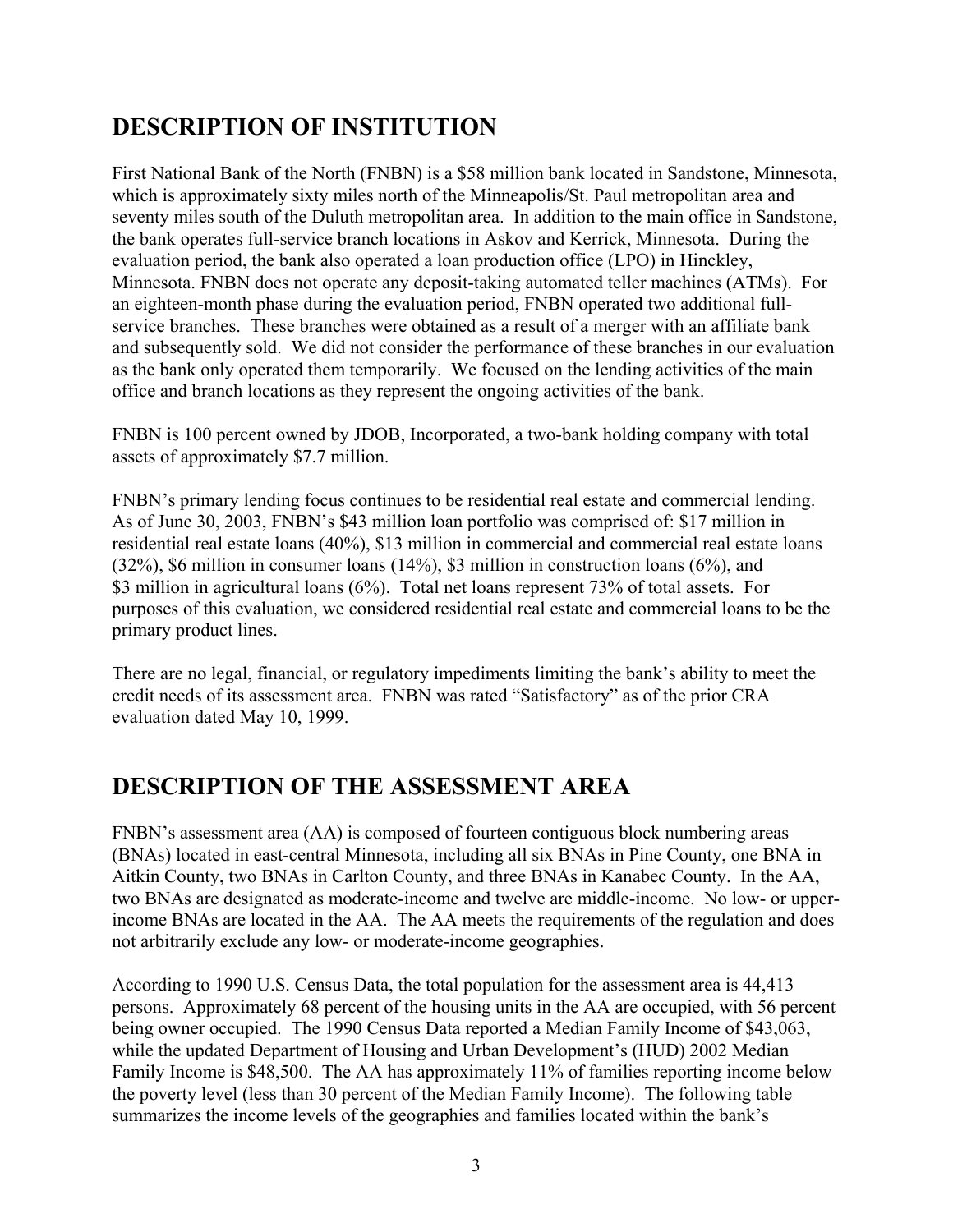## DESCRIPTION OF INSTITUTION

First National Bank of the North (FNBN) is a $58 million bank located in Sandstone, Minnesota, which is approximately sixty miles north of the Minneapolis/St. Paul metropolitan area and seventy miles south of the Duluth metropolitan area. In addition to the main office in Sandstone, the bank operates full-service branch locations in Askov and Kerrick, Minnesota. During the evaluation period, the bank also operated a loan production office (LPO) in Hinckley, Minnesota. FNBN does not operate any deposit-taking automated teller machines (ATMs). For an eighteen-month phase during the evaluation period, FNBN operated two additional full-service branches. These branches were obtained as a result of a merger with an affiliate bank and subsequently sold. We did not consider the performance of these branches in our evaluation as the bank only operated them temporarily. We focused on the lending activities of the main office and branch locations as they represent the ongoing activities of the bank.

FNBN is 100 percent owned by JDOB, Incorporated, a two-bank holding company with total assets of approximately $7.7 million.

FNBN's primary lending focus continues to be residential real estate and commercial lending. As of June 30, 2003, FNBN's $43 million loan portfolio was comprised of: $17 million in residential real estate loans (40%), $13 million in commercial and commercial real estate loans (32%), $6 million in consumer loans (14%), $3 million in construction loans (6%), and $3 million in agricultural loans (6%). Total net loans represent 73% of total assets. For purposes of this evaluation, we considered residential real estate and commercial loans to be the primary product lines.

There are no legal, financial, or regulatory impediments limiting the bank's ability to meet the credit needs of its assessment area. FNBN was rated "Satisfactory" as of the prior CRA evaluation dated May 10, 1999.

## DESCRIPTION OF THE ASSESSMENT AREA

FNBN's assessment area (AA) is composed of fourteen contiguous block numbering areas (BNAs) located in east-central Minnesota, including all six BNAs in Pine County, one BNA in Aitkin County, two BNAs in Carlton County, and three BNAs in Kanabec County. In the AA, two BNAs are designated as moderate-income and twelve are middle-income. No low- or upper-income BNAs are located in the AA. The AA meets the requirements of the regulation and does not arbitrarily exclude any low- or moderate-income geographies.

According to 1990 U.S. Census Data, the total population for the assessment area is 44,413 persons. Approximately 68 percent of the housing units in the AA are occupied, with 56 percent being owner occupied. The 1990 Census Data reported a Median Family Income of $43,063, while the updated Department of Housing and Urban Development's (HUD) 2002 Median Family Income is $48,500. The AA has approximately 11% of families reporting income below the poverty level (less than 30 percent of the Median Family Income). The following table summarizes the income levels of the geographies and families located within the bank's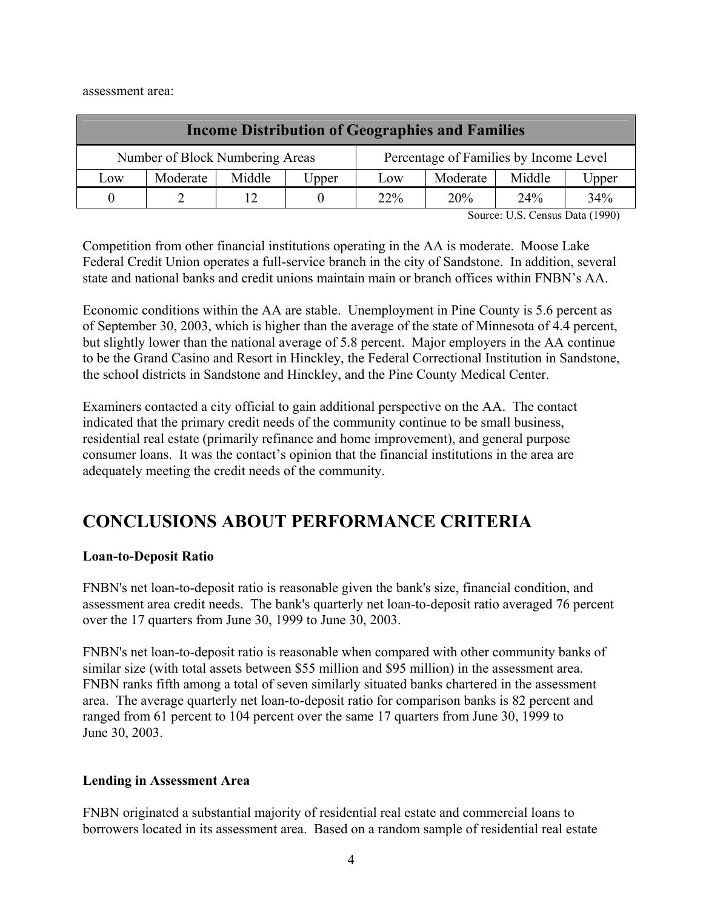assessment area:

| Income Distribution of Geographies and Families | | | | | | | |
|---|---|---|---|---|---|---|---|
| Number of Block Numbering Areas | | | | Percentage of Families by Income Level | | | |
| Low | Moderate | Middle | Upper | Low | Moderate | Middle | Upper |
| 0 | 2 | 12 | 0 | 22% | 20% | 24% | 34% |

Source: U.S. Census Data (1990)

Competition from other financial institutions operating in the AA is moderate. Moose Lake Federal Credit Union operates a full-service branch in the city of Sandstone. In addition, several state and national banks and credit unions maintain main or branch offices within FNBN's AA.

Economic conditions within the AA are stable. Unemployment in Pine County is 5.6 percent as of September 30, 2003, which is higher than the average of the state of Minnesota of 4.4 percent, but slightly lower than the national average of 5.8 percent. Major employers in the AA continue to be the Grand Casino and Resort in Hinckley, the Federal Correctional Institution in Sandstone, the school districts in Sandstone and Hinckley, and the Pine County Medical Center.

Examiners contacted a city official to gain additional perspective on the AA. The contact indicated that the primary credit needs of the community continue to be small business, residential real estate (primarily refinance and home improvement), and general purpose consumer loans. It was the contact's opinion that the financial institutions in the area are adequately meeting the credit needs of the community.

# CONCLUSIONS ABOUT PERFORMANCE CRITERIA

**Loan-to-Deposit Ratio**

FNBN's net loan-to-deposit ratio is reasonable given the bank's size, financial condition, and assessment area credit needs. The bank's quarterly net loan-to-deposit ratio averaged 76 percent over the 17 quarters from June 30, 1999 to June 30, 2003.

FNBN's net loan-to-deposit ratio is reasonable when compared with other community banks of similar size (with total assets between \$55 million and \$95 million) in the assessment area. FNBN ranks fifth among a total of seven similarly situated banks chartered in the assessment area. The average quarterly net loan-to-deposit ratio for comparison banks is 82 percent and ranged from 61 percent to 104 percent over the same 17 quarters from June 30, 1999 to June 30, 2003.

**Lending in Assessment Area**

FNBN originated a substantial majority of residential real estate and commercial loans to borrowers located in its assessment area. Based on a random sample of residential real estate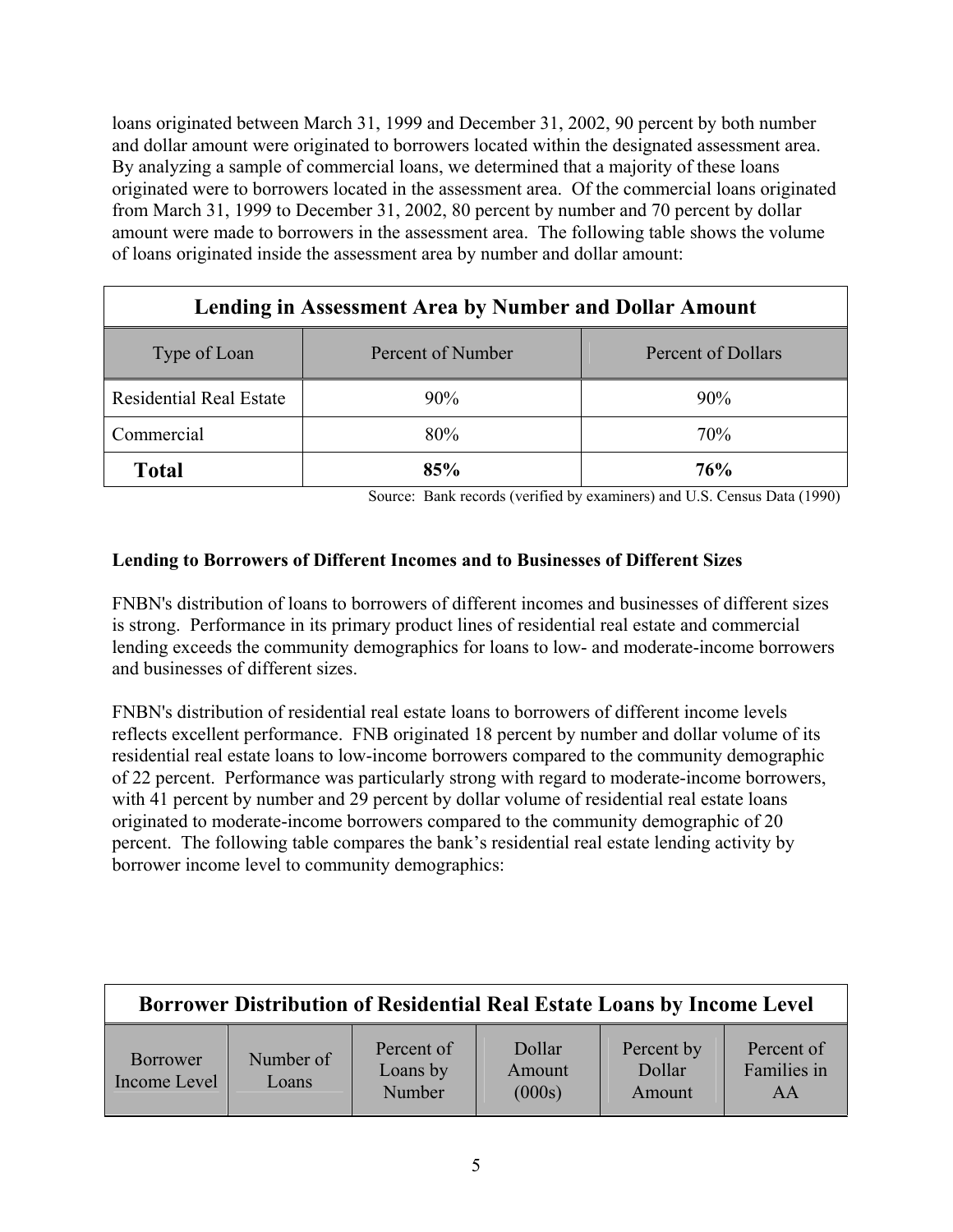loans originated between March 31, 1999 and December 31, 2002, 90 percent by both number and dollar amount were originated to borrowers located within the designated assessment area. By analyzing a sample of commercial loans, we determined that a majority of these loans originated were to borrowers located in the assessment area. Of the commercial loans originated from March 31, 1999 to December 31, 2002, 80 percent by number and 70 percent by dollar amount were made to borrowers in the assessment area. The following table shows the volume of loans originated inside the assessment area by number and dollar amount:

| Lending in Assessment Area by Number and Dollar Amount | | |
|---|---|---|
| Type of Loan | Percent of Number | Percent of Dollars |
| Residential Real Estate | 90% | 90% |
| Commercial | 80% | 70% |
| **Total** | **85%** | **76%** |

Source: Bank records (verified by examiners) and U.S. Census Data (1990)

**Lending to Borrowers of Different Incomes and to Businesses of Different Sizes**

FNBN's distribution of loans to borrowers of different incomes and businesses of different sizes is strong. Performance in its primary product lines of residential real estate and commercial lending exceeds the community demographics for loans to low- and moderate-income borrowers and businesses of different sizes.

FNBN's distribution of residential real estate loans to borrowers of different income levels reflects excellent performance. FNB originated 18 percent by number and dollar volume of its residential real estate loans to low-income borrowers compared to the community demographic of 22 percent. Performance was particularly strong with regard to moderate-income borrowers, with 41 percent by number and 29 percent by dollar volume of residential real estate loans originated to moderate-income borrowers compared to the community demographic of 20 percent. The following table compares the bank's residential real estate lending activity by borrower income level to community demographics:

| Borrower Distribution of Residential Real Estate Loans by Income Level | | | | | |
|---|---|---|---|---|---|
| Borrower Income Level | Number of Loans | Percent of Loans by Number | Dollar Amount (000s) | Percent by Dollar Amount | Percent of Families in AA |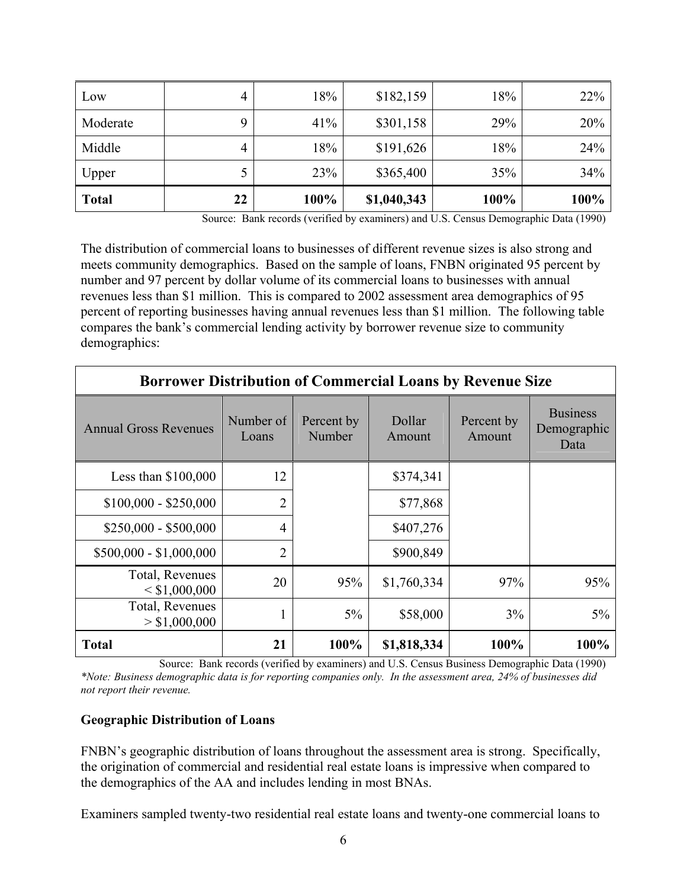| Low | 4 | 18% | $182,159 | 18% | 22% |
|---|---|---|---|---|---|
| Moderate | 9 | 41% | $301,158 | 29% | 20% |
| Middle | 4 | 18% | $191,626 | 18% | 24% |
| Upper | 5 | 23% | $365,400 | 35% | 34% |
| **Total** | **22** | **100%** | **$1,040,343** | **100%** | **100%** |

Source: Bank records (verified by examiners) and U.S. Census Demographic Data (1990)

The distribution of commercial loans to businesses of different revenue sizes is also strong and meets community demographics. Based on the sample of loans, FNBN originated 95 percent by number and 97 percent by dollar volume of its commercial loans to businesses with annual revenues less than $1 million. This is compared to 2002 assessment area demographics of 95 percent of reporting businesses having annual revenues less than $1 million. The following table compares the bank's commercial lending activity by borrower revenue size to community demographics:

**Borrower Distribution of Commercial Loans by Revenue Size**

| Annual Gross Revenues | Number of Loans | Percent by Number | Dollar Amount | Percent by Amount | Business Demographic Data |
|---|---|---|---|---|---|
| Less than $100,000 | 12 | | $374,341 | | |
| $100,000 - $250,000 | 2 | | $77,868 | | |
| $250,000 - $500,000 | 4 | | $407,276 | | |
| $500,000 - $1,000,000 | 2 | | $900,849 | | |
| Total, Revenues < $1,000,000 | 20 | 95% | $1,760,334 | 97% | 95% |
| Total, Revenues > $1,000,000 | 1 | 5% | $58,000 | 3% | 5% |
| **Total** | **21** | **100%** | **$1,818,334** | **100%** | **100%** |

Source: Bank records (verified by examiners) and U.S. Census Business Demographic Data (1990)

*\*Note: Business demographic data is for reporting companies only. In the assessment area, 24% of businesses did not report their revenue.*

**Geographic Distribution of Loans**

FNBN's geographic distribution of loans throughout the assessment area is strong. Specifically, the origination of commercial and residential real estate loans is impressive when compared to the demographics of the AA and includes lending in most BNAs.

Examiners sampled twenty-two residential real estate loans and twenty-one commercial loans to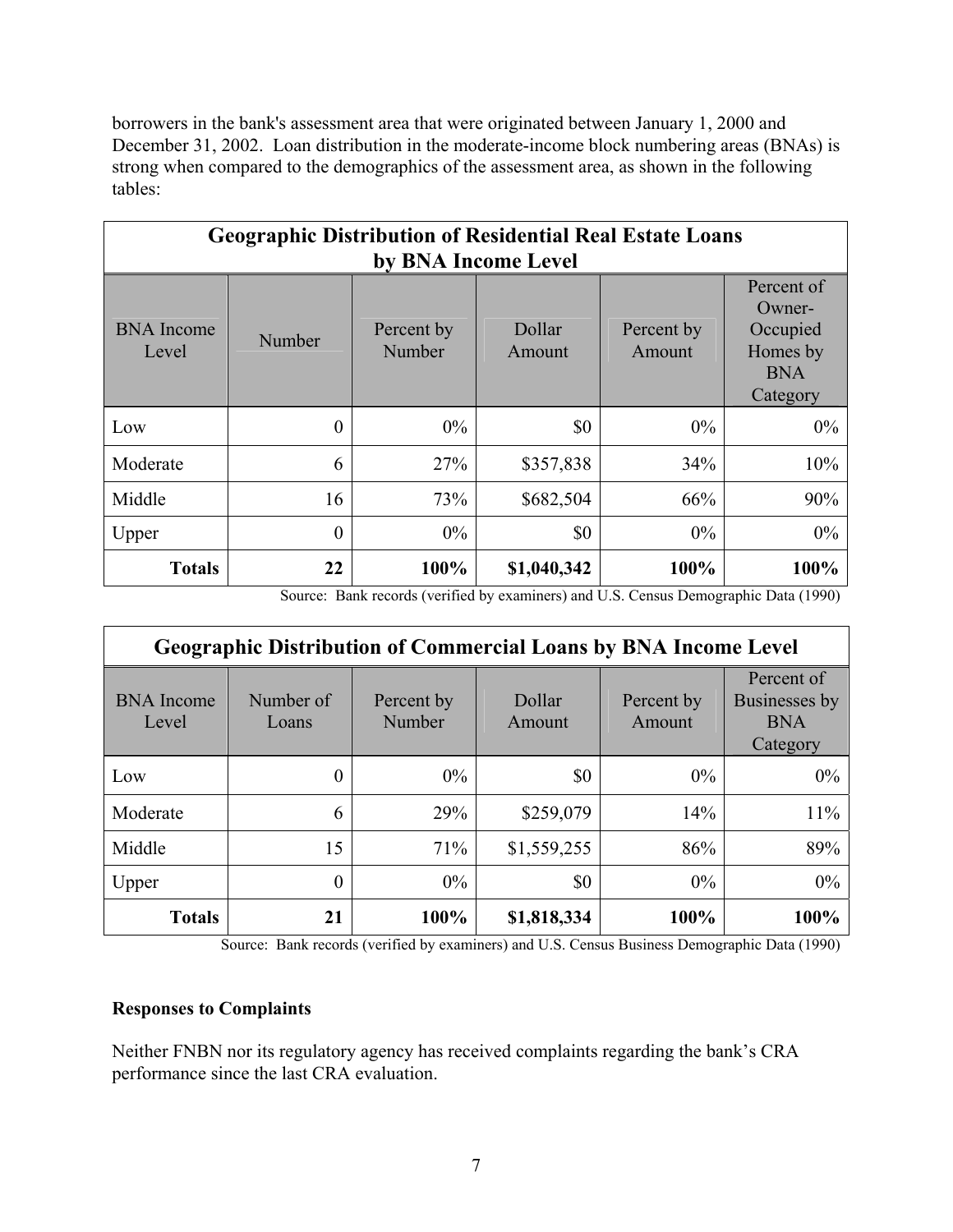borrowers in the bank's assessment area that were originated between January 1, 2000 and December 31, 2002. Loan distribution in the moderate-income block numbering areas (BNAs) is strong when compared to the demographics of the assessment area, as shown in the following tables:

| Geographic Distribution of Residential Real Estate Loans by BNA Income Level | | | | | |
|---|---|---|---|---|---|
| BNA Income Level | Number | Percent by Number | Dollar Amount | Percent by Amount | Percent of Owner-Occupied Homes by BNA Category |
| Low | 0 | 0% | $0 | 0% | 0% |
| Moderate | 6 | 27% | $357,838 | 34% | 10% |
| Middle | 16 | 73% | $682,504 | 66% | 90% |
| Upper | 0 | 0% | $0 | 0% | 0% |
| **Totals** | **22** | **100%** | **$1,040,342** | **100%** | **100%** |

Source: Bank records (verified by examiners) and U.S. Census Demographic Data (1990)

| Geographic Distribution of Commercial Loans by BNA Income Level | | | | | |
|---|---|---|---|---|---|
| BNA Income Level | Number of Loans | Percent by Number | Dollar Amount | Percent by Amount | Percent of Businesses by BNA Category |
| Low | 0 | 0% | $0 | 0% | 0% |
| Moderate | 6 | 29% | $259,079 | 14% | 11% |
| Middle | 15 | 71% | $1,559,255 | 86% | 89% |
| Upper | 0 | 0% | $0 | 0% | 0% |
| **Totals** | **21** | **100%** | **$1,818,334** | **100%** | **100%** |

Source: Bank records (verified by examiners) and U.S. Census Business Demographic Data (1990)

**Responses to Complaints**

Neither FNBN nor its regulatory agency has received complaints regarding the bank's CRA performance since the last CRA evaluation.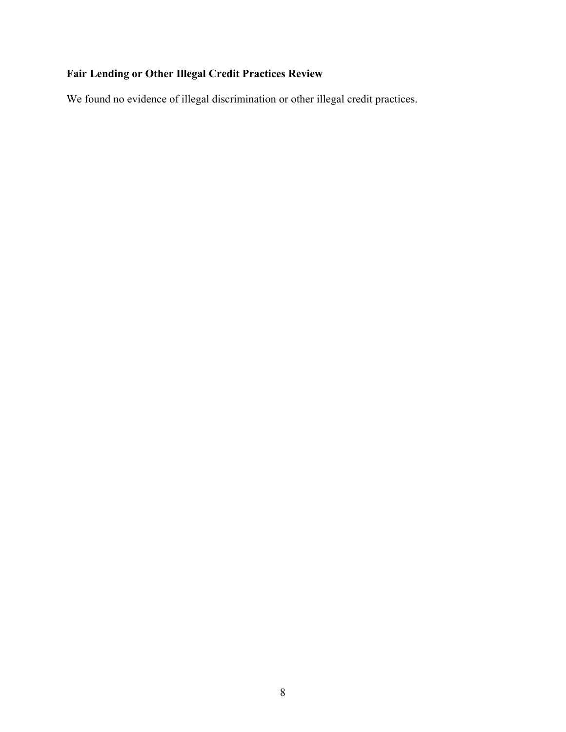### Fair Lending or Other Illegal Credit Practices Review

We found no evidence of illegal discrimination or other illegal credit practices.